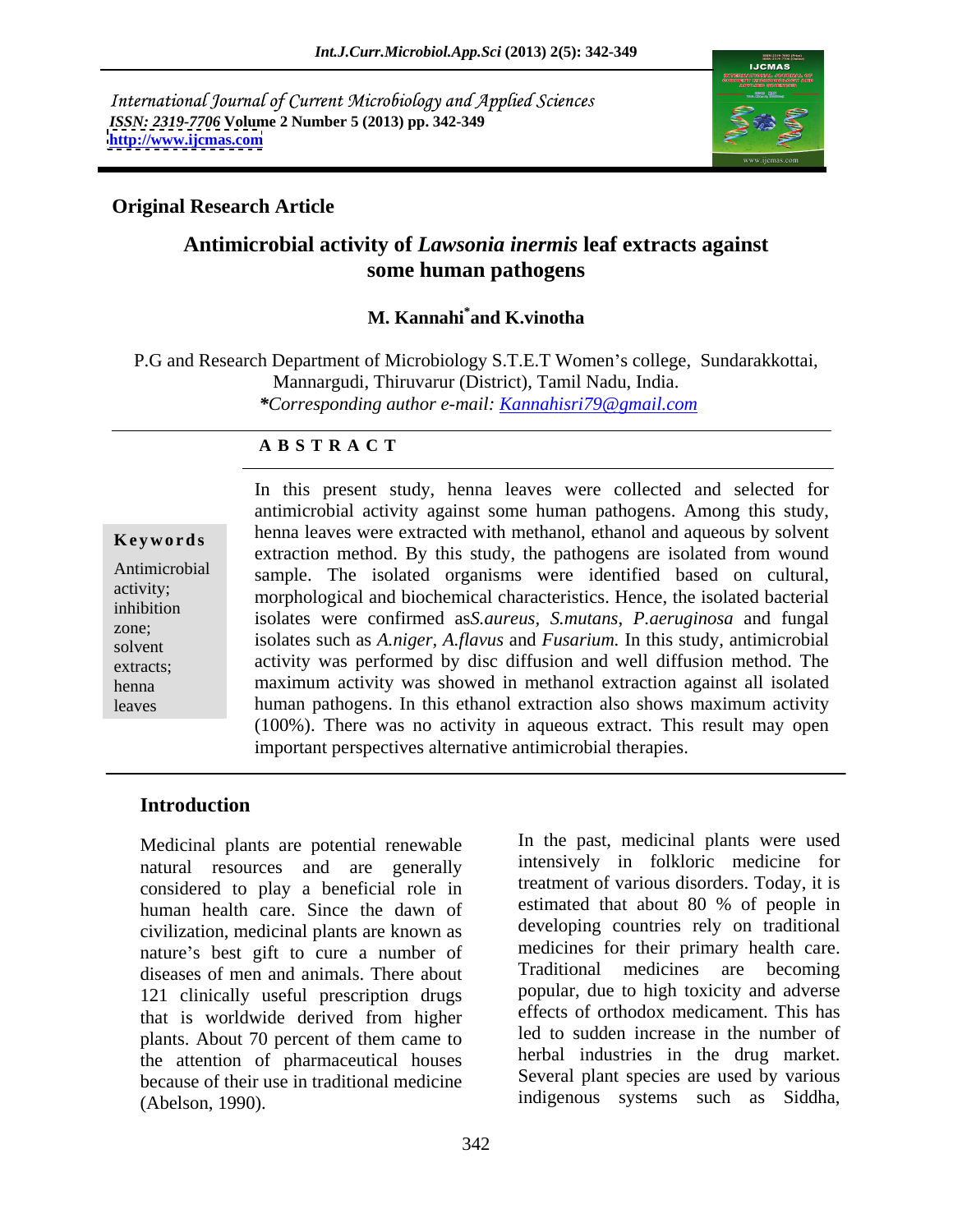International Journal of Current Microbiology and Applied Sciences
*ISSN: 2319-7706* Volume 2 Number 5 (2013) pp. 342-349
http://www.ijcmas.com

**Original Research Article**

# Antimicrobial activity of *Lawsonia inermis* leaf extracts against some human pathogens

**M. Kannahi[*] and K.vinotha**

P.G and Research Department of Microbiology S.T.E.T Women's college, Sundarakkottai, Mannargudi, Thiruvarur (District), Tamil Nadu, India.
*\*Corresponding author e-mail: Kannahisri79@gmail.com*

## A B S T R A C T

**Keywords**

Antimicrobial activity; inhibition zone; solvent extracts; henna leaves

In this present study, henna leaves were collected and selected for antimicrobial activity against some human pathogens. Among this study, henna leaves were extracted with methanol, ethanol and aqueous by solvent extraction method. By this study, the pathogens are isolated from wound sample. The isolated organisms were identified based on cultural, morphological and biochemical characteristics. Hence, the isolated bacterial isolates were confirmed as*S.aureus, S.mutans*, *P.aeruginosa* and fungal isolates such as *A.niger*, *A.flavus* and *Fusarium.* In this study, antimicrobial activity was performed by disc diffusion and well diffusion method. The maximum activity was showed in methanol extraction against all isolated human pathogens. In this ethanol extraction also shows maximum activity (100%). There was no activity in aqueous extract. This result may open important perspectives alternative antimicrobial therapies.

## Introduction

Medicinal plants are potential renewable natural resources and are generally considered to play a beneficial role in human health care. Since the dawn of civilization, medicinal plants are known as nature's best gift to cure a number of diseases of men and animals. There about 121 clinically useful prescription drugs that is worldwide derived from higher plants. About 70 percent of them came to the attention of pharmaceutical houses because of their use in traditional medicine (Abelson, 1990).

In the past, medicinal plants were used intensively in folkloric medicine for treatment of various disorders. Today, it is estimated that about 80 % of people in developing countries rely on traditional medicines for their primary health care. Traditional medicines are becoming popular, due to high toxicity and adverse effects of orthodox medicament. This has led to sudden increase in the number of herbal industries in the drug market. Several plant species are used by various indigenous systems such as Siddha,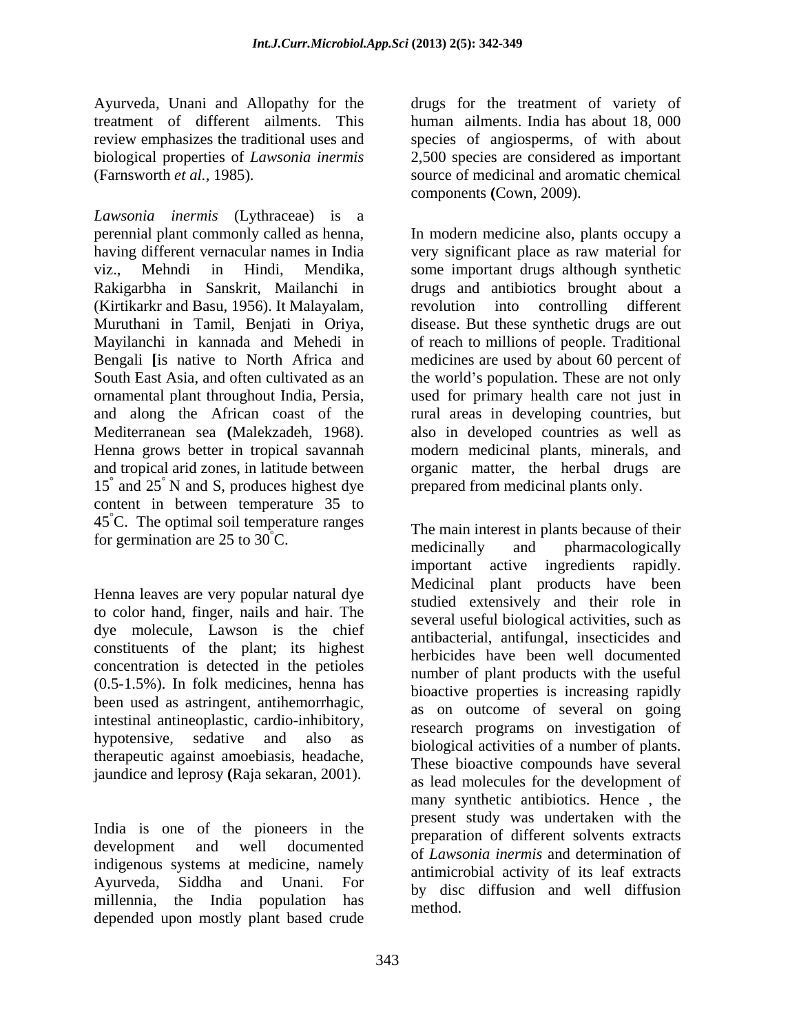Ayurveda, Unani and Allopathy for the treatment of different ailments. This review emphasizes the traditional uses and biological properties of *Lawsonia inermis* (Farnsworth *et al.*, 1985).

*Lawsonia inermis* (Lythraceae) is a perennial plant commonly called as henna, having different vernacular names in India viz., Mehndi in Hindi, Mendika, Rakigarbha in Sanskrit, Mailanchi in (Kirtikarkr and Basu, 1956). It Malayalam, Muruthani in Tamil, Benjati in Oriya, Mayilanchi in kannada and Mehedi in Bengali **[**is native to North Africa and South East Asia, and often cultivated as an ornamental plant throughout India, Persia, and along the African coast of the Mediterranean sea **(**Malekzadeh, 1968). Henna grows better in tropical savannah and tropical arid zones, in latitude between $15^{\circ}$ and $25^{\circ}$ N and S, produces highest dye content in between temperature 35 to $45^{\circ}$C. The optimal soil temperature ranges for germination are 25 to $30^{\circ}$C.

Henna leaves are very popular natural dye to color hand, finger, nails and hair. The dye molecule, Lawson is the chief constituents of the plant; its highest concentration is detected in the petioles (0.5-1.5%). In folk medicines, henna has been used as astringent, antihemorrhagic, intestinal antineoplastic, cardio-inhibitory, hypotensive, sedative and also as therapeutic against amoebiasis, headache, jaundice and leprosy **(**Raja sekaran, 2001).

India is one of the pioneers in the development and well documented indigenous systems at medicine, namely Ayurveda, Siddha and Unani. For millennia, the India population has depended upon mostly plant based crude drugs for the treatment of variety of human ailments. India has about 18, 000 species of angiosperms, of with about 2,500 species are considered as important source of medicinal and aromatic chemical components **(**Cown, 2009).

In modern medicine also, plants occupy a very significant place as raw material for some important drugs although synthetic drugs and antibiotics brought about a revolution into controlling different disease. But these synthetic drugs are out of reach to millions of people. Traditional medicines are used by about 60 percent of the world's population. These are not only used for primary health care not just in rural areas in developing countries, but also in developed countries as well as modern medicinal plants, minerals, and organic matter, the herbal drugs are prepared from medicinal plants only.

The main interest in plants because of their medicinally and pharmacologically important active ingredients rapidly. Medicinal plant products have been studied extensively and their role in several useful biological activities, such as antibacterial, antifungal, insecticides and herbicides have been well documented number of plant products with the useful bioactive properties is increasing rapidly as on outcome of several on going research programs on investigation of biological activities of a number of plants. These bioactive compounds have several as lead molecules for the development of many synthetic antibiotics. Hence , the present study was undertaken with the preparation of different solvents extracts of *Lawsonia inermis* and determination of antimicrobial activity of its leaf extracts by disc diffusion and well diffusion method.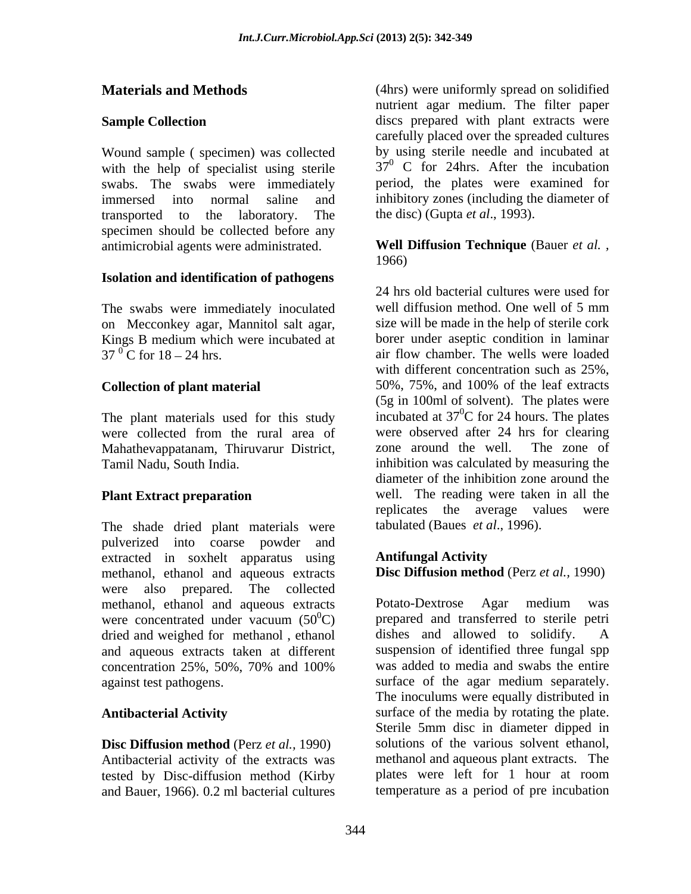## Materials and Methods

### Sample Collection

Wound sample ( specimen) was collected with the help of specialist using sterile swabs. The swabs were immediately immersed into normal saline and transported to the laboratory. The specimen should be collected before any antimicrobial agents were administrated.

### Isolation and identification of pathogens

The swabs were immediately inoculated on Mecconkey agar, Mannitol salt agar, Kings B medium which were incubated at $37\,^{0}$C for 18 – 24 hrs.

### Collection of plant material

The plant materials used for this study were collected from the rural area of Mahathevappatanam, Thiruvarur District, Tamil Nadu, South India.

### Plant Extract preparation

The shade dried plant materials were pulverized into coarse powder and extracted in soxhelt apparatus using methanol, ethanol and aqueous extracts were also prepared. The collected methanol, ethanol and aqueous extracts were concentrated under vacuum ($50^{0}$C) dried and weighed for methanol , ethanol and aqueous extracts taken at different concentration 25%, 50%, 70% and 100% against test pathogens.

### Antibacterial Activity

**Disc Diffusion method** (Perz *et al.,* 1990)
Antibacterial activity of the extracts was tested by Disc-diffusion method (Kirby and Bauer, 1966). 0.2 ml bacterial cultures (4hrs) were uniformly spread on solidified nutrient agar medium. The filter paper discs prepared with plant extracts were carefully placed over the spreaded cultures by using sterile needle and incubated at $37^{0}$ C for 24hrs. After the incubation period, the plates were examined for inhibitory zones (including the diameter of the disc) (Gupta *et al*., 1993).

**Well Diffusion Technique** (Bauer *et al.* , 1966)

24 hrs old bacterial cultures were used for well diffusion method. One well of 5 mm size will be made in the help of sterile cork borer under aseptic condition in laminar air flow chamber. The wells were loaded with different concentration such as 25%, 50%, 75%, and 100% of the leaf extracts (5g in 100ml of solvent). The plates were incubated at $37^{0}$C for 24 hours. The plates were observed after 24 hrs for clearing zone around the well. The zone of inhibition was calculated by measuring the diameter of the inhibition zone around the well. The reading were taken in all the replicates the average values were tabulated (Baues *et al*., 1996).

### Antifungal Activity

**Disc Diffusion method** (Perz *et al.,* 1990)

Potato-Dextrose Agar medium was prepared and transferred to sterile petri dishes and allowed to solidify. A suspension of identified three fungal spp was added to media and swabs the entire surface of the agar medium separately. The inoculums were equally distributed in surface of the media by rotating the plate. Sterile 5mm disc in diameter dipped in solutions of the various solvent ethanol, methanol and aqueous plant extracts. The plates were left for 1 hour at room temperature as a period of pre incubation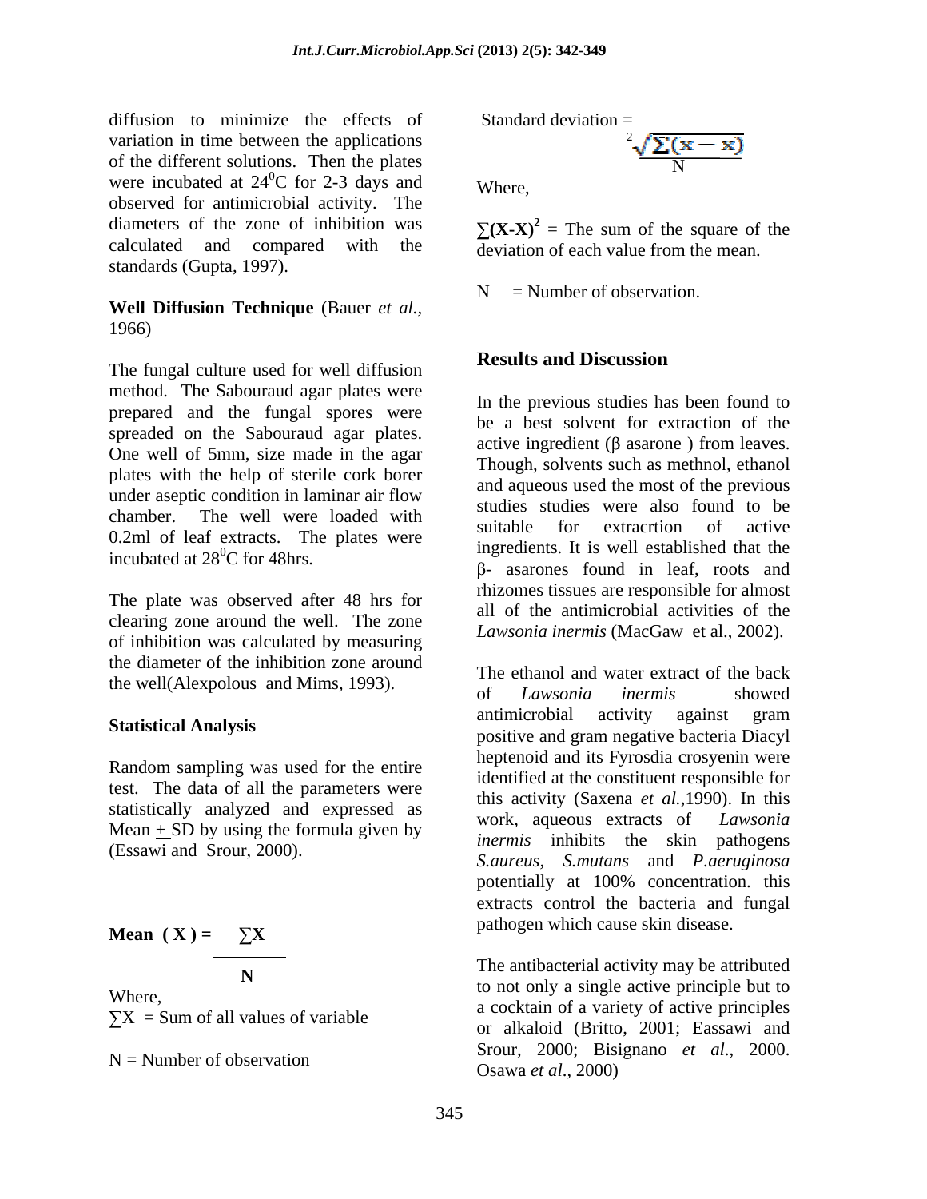diffusion to minimize the effects of variation in time between the applications of the different solutions. Then the plates were incubated at $24^0$C for 2-3 days and observed for antimicrobial activity. The diameters of the zone of inhibition was calculated and compared with the standards (Gupta, 1997).

**Well Diffusion Technique** (Bauer *et al.,* 1966)

The fungal culture used for well diffusion method. The Sabouraud agar plates were prepared and the fungal spores were spreaded on the Sabouraud agar plates. One well of 5mm, size made in the agar plates with the help of sterile cork borer under aseptic condition in laminar air flow chamber. The well were loaded with 0.2ml of leaf extracts. The plates were incubated at $28^0$C for 48hrs.

The plate was observed after 48 hrs for clearing zone around the well. The zone of inhibition was calculated by measuring the diameter of the inhibition zone around the well(Alexpolous and Mims, 1993).

**Statistical Analysis**

Random sampling was used for the entire test. The data of all the parameters were statistically analyzed and expressed as Mean + SD by using the formula given by (Essawi and Srour, 2000).

$$\textbf{Mean } (\textbf{X}) = \frac{\sum \textbf{X}}{\textbf{N}}$$

Where,

$\sum X$ = Sum of all values of variable

N = Number of observation

Standard deviation =

$$\frac{\sqrt[2]{\sum(x-x)}}{N}$$

Where,

$\sum(X\text{-}X)^2$ = The sum of the square of the deviation of each value from the mean.

N = Number of observation.

## Results and Discussion

In the previous studies has been found to be a best solvent for extraction of the active ingredient (β asarone ) from leaves. Though, solvents such as methnol, ethanol and aqueous used the most of the previous studies studies were also found to be suitable for extracrtion of active ingredients. It is well established that the β- asarones found in leaf, roots and rhizomes tissues are responsible for almost all of the antimicrobial activities of the *Lawsonia inermis* (MacGaw et al., 2002).

The ethanol and water extract of the back of *Lawsonia inermis* showed antimicrobial activity against gram positive and gram negative bacteria Diacyl heptenoid and its Fyrosdia crosyenin were identified at the constituent responsible for this activity (Saxena *et al.,*1990). In this work, aqueous extracts of *Lawsonia inermis* inhibits the skin pathogens *S.aureus, S.mutans* and *P.aeruginosa* potentially at 100% concentration. this extracts control the bacteria and fungal pathogen which cause skin disease.

The antibacterial activity may be attributed to not only a single active principle but to a cocktain of a variety of active principles or alkaloid (Britto, 2001; Eassawi and Srour, 2000; Bisignano *et al*., 2000. Osawa *et al*., 2000)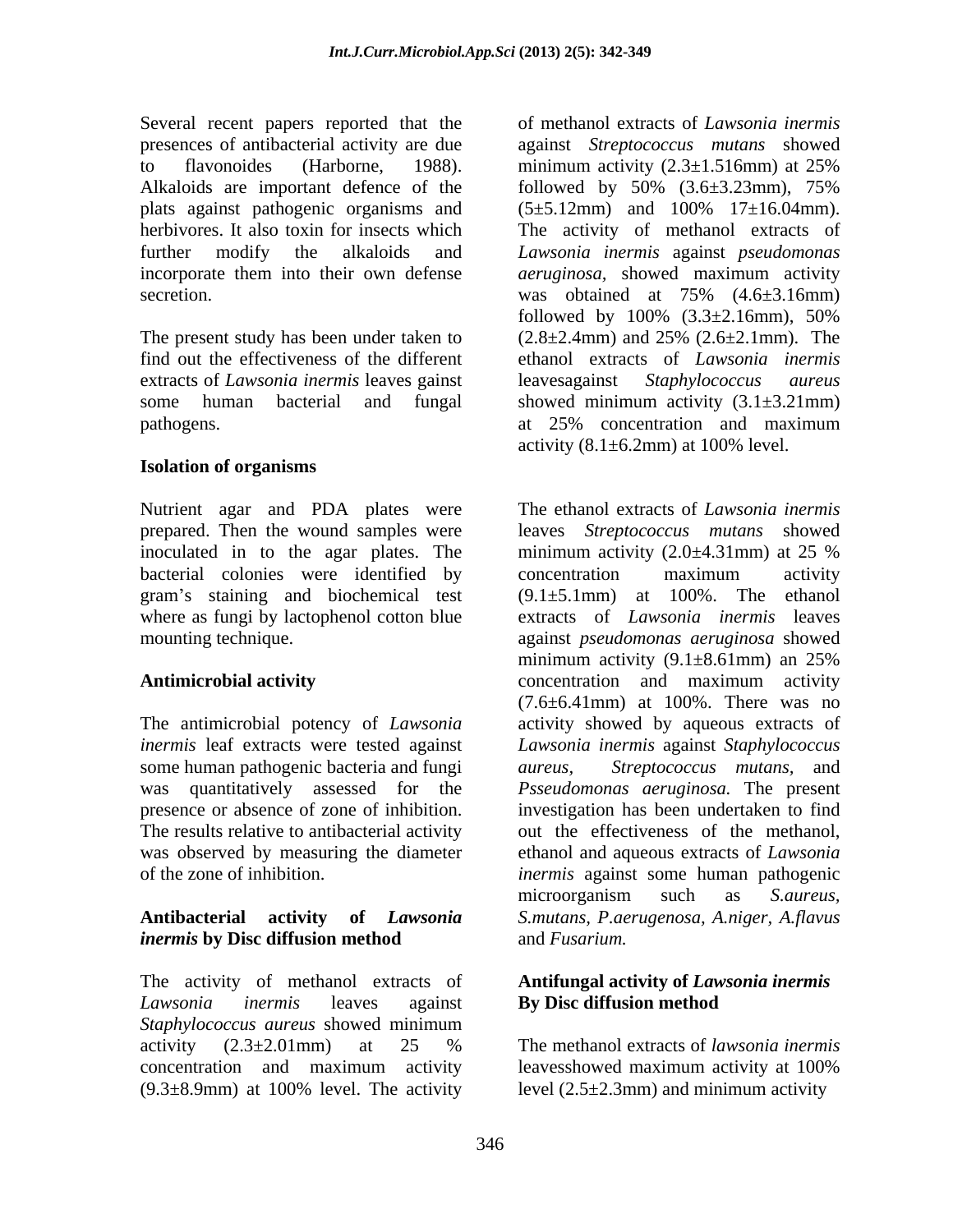Several recent papers reported that the presences of antibacterial activity are due to flavonoides (Harborne, 1988). Alkaloids are important defence of the plats against pathogenic organisms and herbivores. It also toxin for insects which further modify the alkaloids and incorporate them into their own defense secretion.

The present study has been under taken to find out the effectiveness of the different extracts of *Lawsonia inermis* leaves gainst some human bacterial and fungal pathogens.

### Isolation of organisms

Nutrient agar and PDA plates were prepared. Then the wound samples were inoculated in to the agar plates. The bacterial colonies were identified by gram's staining and biochemical test where as fungi by lactophenol cotton blue mounting technique.

### Antimicrobial activity

The antimicrobial potency of *Lawsonia inermis* leaf extracts were tested against some human pathogenic bacteria and fungi was quantitatively assessed for the presence or absence of zone of inhibition. The results relative to antibacterial activity was observed by measuring the diameter of the zone of inhibition.

### Antibacterial activity of *Lawsonia inermis* by Disc diffusion method

The activity of methanol extracts of *Lawsonia inermis* leaves against *Staphylococcus aureus* showed minimum activity (2.3±2.01mm) at 25 % concentration and maximum activity (9.3±8.9mm) at 100% level. The activity of methanol extracts of *Lawsonia inermis* against *Streptococcus mutans* showed minimum activity (2.3±1.516mm) at 25% followed by 50% (3.6±3.23mm), 75% (5±5.12mm) and 100% 17±16.04mm). The activity of methanol extracts of *Lawsonia inermis* against *pseudomonas aeruginosa*, showed maximum activity was obtained at 75% (4.6±3.16mm) followed by 100% (3.3±2.16mm), 50% (2.8±2.4mm) and 25% (2.6±2.1mm). The ethanol extracts of *Lawsonia inermis* leavesagainst *Staphylococcus aureus* showed minimum activity (3.1±3.21mm) at 25% concentration and maximum activity (8.1±6.2mm) at 100% level.

The ethanol extracts of *Lawsonia inermis* leaves *Streptococcus mutans* showed minimum activity (2.0±4.31mm) at 25 % concentration maximum activity (9.1±5.1mm) at 100%. The ethanol extracts of *Lawsonia inermis* leaves against *pseudomonas aeruginosa* showed minimum activity (9.1±8.61mm) an 25% concentration and maximum activity (7.6±6.41mm) at 100%. There was no activity showed by aqueous extracts of *Lawsonia inermis* against *Staphylococcus aureus*, *Streptococcus mutans*, and *Psseudomonas aeruginosa.* The present investigation has been undertaken to find out the effectiveness of the methanol, ethanol and aqueous extracts of *Lawsonia inermis* against some human pathogenic microorganism such as *S.aureus, S.mutans, P.aerugenosa, A.niger, A.flavus* and *Fusarium.*

### Antifungal activity of *Lawsonia inermis* By Disc diffusion method

The methanol extracts of *lawsonia inermis* leavesshowed maximum activity at 100% level (2.5±2.3mm) and minimum activity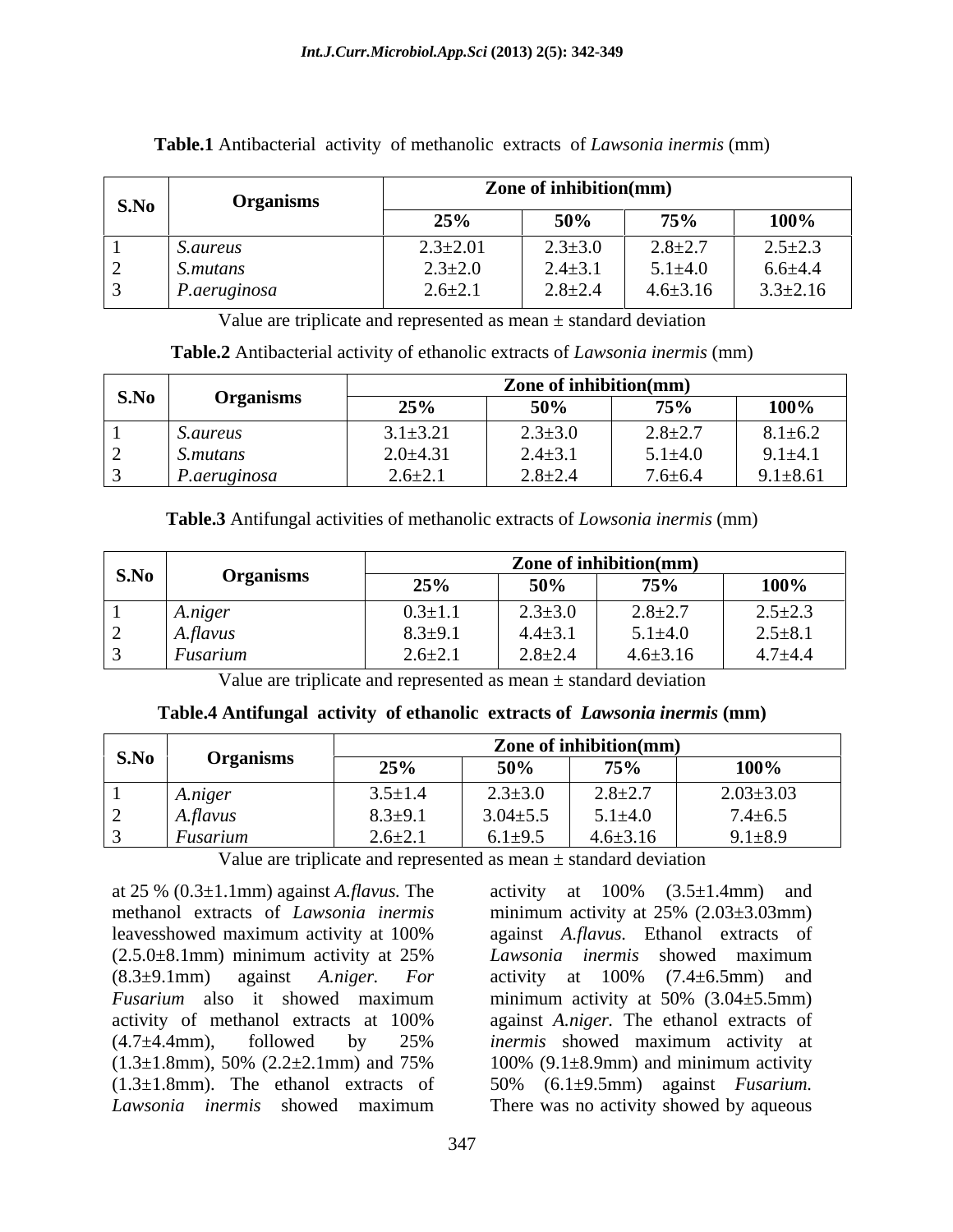**Table.1** Antibacterial activity of methanolic extracts of *Lawsonia inermis* (mm)

| S.No | Organisms | Zone of inhibition(mm) | | | |
|---|---|---|---|---|---|
| | | **25%** | **50%** | **75%** | **100%** |
| 1 | *S.aureus* | 2.3±2.01 | 2.3±3.0 | 2.8±2.7 | 2.5±2.3 |
| 2 | *S.mutans* | 2.3±2.0 | 2.4±3.1 | 5.1±4.0 | 6.6±4.4 |
| 3 | *P.aeruginosa* | 2.6±2.1 | 2.8±2.4 | 4.6±3.16 | 3.3±2.16 |

Value are triplicate and represented as mean ± standard deviation

**Table.2** Antibacterial activity of ethanolic extracts of *Lawsonia inermis* (mm)

| S.No | Organisms | Zone of inhibition(mm) | | | |
|---|---|---|---|---|---|
| | | **25%** | **50%** | **75%** | **100%** |
| 1 | *S.aureus* | 3.1±3.21 | 2.3±3.0 | 2.8±2.7 | 8.1±6.2 |
| 2 | *S.mutans* | 2.0±4.31 | 2.4±3.1 | 5.1±4.0 | 9.1±4.1 |
| 3 | *P.aeruginosa* | 2.6±2.1 | 2.8±2.4 | 7.6±6.4 | 9.1±8.61 |

**Table.3** Antifungal activities of methanolic extracts of *Lowsonia inermis* (mm)

| S.No | Organisms | Zone of inhibition(mm) | | | |
|---|---|---|---|---|---|
| | | **25%** | **50%** | **75%** | **100%** |
| 1 | *A.niger* | 0.3±1.1 | 2.3±3.0 | 2.8±2.7 | 2.5±2.3 |
| 2 | *A.flavus* | 8.3±9.1 | 4.4±3.1 | 5.1±4.0 | 2.5±8.1 |
| 3 | *Fusarium* | 2.6±2.1 | 2.8±2.4 | 4.6±3.16 | 4.7±4.4 |

Value are triplicate and represented as mean ± standard deviation

**Table.4 Antifungal activity of ethanolic extracts of *Lawsonia inermis* (mm)**

| S.No | Organisms | Zone of inhibition(mm) | | | |
|---|---|---|---|---|---|
| | | **25%** | **50%** | **75%** | **100%** |
| 1 | *A.niger* | 3.5±1.4 | 2.3±3.0 | 2.8±2.7 | 2.03±3.03 |
| 2 | *A.flavus* | 8.3±9.1 | 3.04±5.5 | 5.1±4.0 | 7.4±6.5 |
| 3 | *Fusarium* | 2.6±2.1 | 6.1±9.5 | 4.6±3.16 | 9.1±8.9 |

Value are triplicate and represented as mean ± standard deviation

at 25 % (0.3±1.1mm) against *A.flavus.* The methanol extracts of *Lawsonia inermis* leavesshowed maximum activity at 100% (2.5.0±8.1mm) minimum activity at 25% (8.3±9.1mm) against *A.niger. For Fusarium* also it showed maximum activity of methanol extracts at 100% (4.7±4.4mm), followed by 25% (1.3±1.8mm), 50% (2.2±2.1mm) and 75% (1.3±1.8mm). The ethanol extracts of *Lawsonia inermis* showed maximum activity at 100% (3.5±1.4mm) and minimum activity at 25% (2.03±3.03mm) against *A.flavus.* Ethanol extracts of *Lawsonia inermis* showed maximum activity at 100% (7.4±6.5mm) and minimum activity at 50% (3.04±5.5mm) against *A.niger.* The ethanol extracts of *inermis* showed maximum activity at 100% (9.1±8.9mm) and minimum activity 50% (6.1±9.5mm) against *Fusarium.* There was no activity showed by aqueous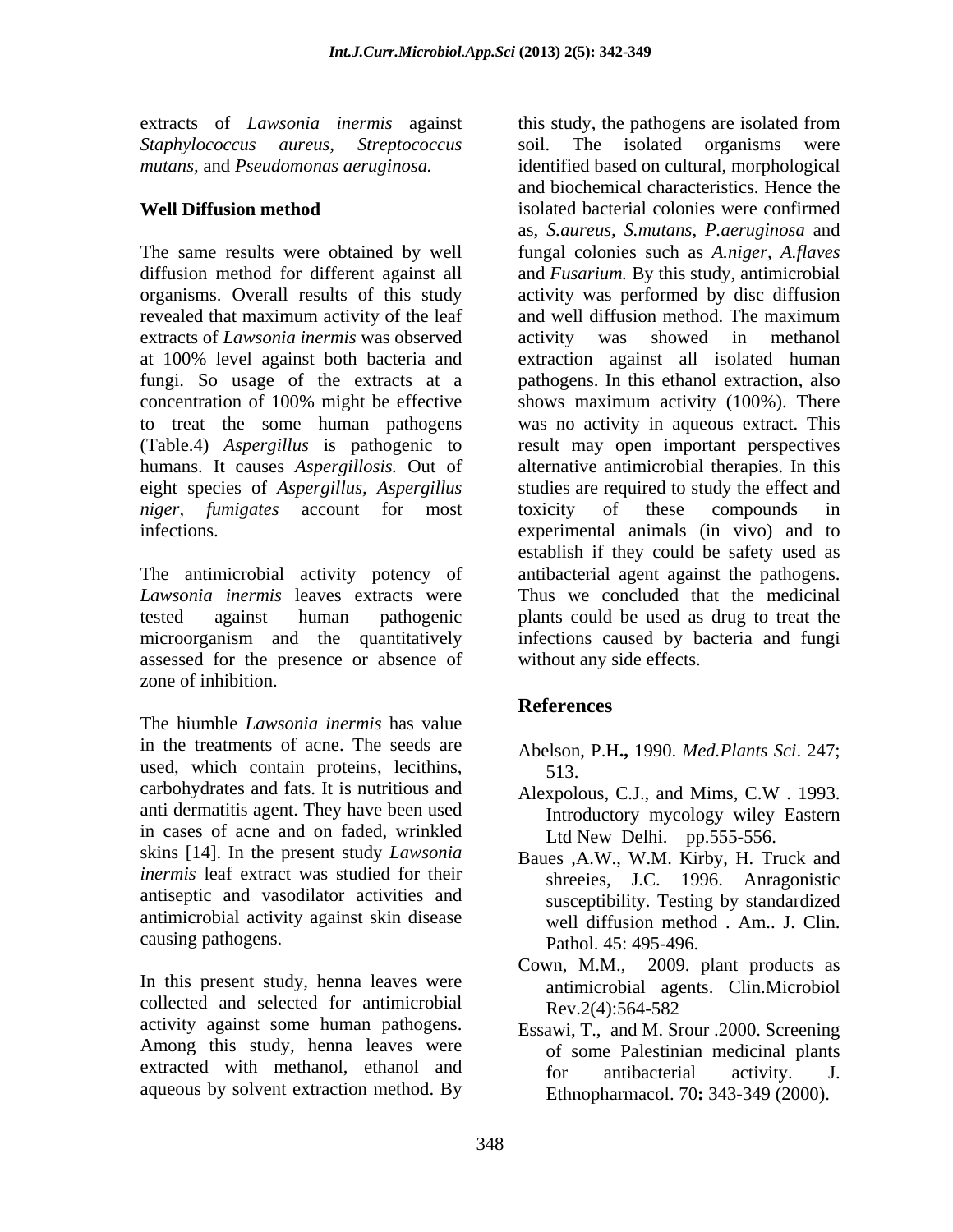extracts of *Lawsonia inermis* against *Staphylococcus aureus, Streptococcus mutans,* and *Pseudomonas aeruginosa.*

**Well Diffusion method**

The same results were obtained by well diffusion method for different against all organisms. Overall results of this study revealed that maximum activity of the leaf extracts of *Lawsonia inermis* was observed at 100% level against both bacteria and fungi. So usage of the extracts at a concentration of 100% might be effective to treat the some human pathogens (Table.4) *Aspergillus* is pathogenic to humans. It causes *Aspergillosis.* Out of eight species of *Aspergillus*, *Aspergillus niger, fumigates* account for most infections.

The antimicrobial activity potency of *Lawsonia inermis* leaves extracts were tested against human pathogenic microorganism and the quantitatively assessed for the presence or absence of zone of inhibition.

The hiumble *Lawsonia inermis* has value in the treatments of acne. The seeds are used, which contain proteins, lecithins, carbohydrates and fats. It is nutritious and anti dermatitis agent. They have been used in cases of acne and on faded, wrinkled skins [14]. In the present study *Lawsonia inermis* leaf extract was studied for their antiseptic and vasodilator activities and antimicrobial activity against skin disease causing pathogens.

In this present study, henna leaves were collected and selected for antimicrobial activity against some human pathogens. Among this study, henna leaves were extracted with methanol, ethanol and aqueous by solvent extraction method. By this study, the pathogens are isolated from soil. The isolated organisms were identified based on cultural, morphological and biochemical characteristics. Hence the isolated bacterial colonies were confirmed as, *S.aureus*, *S.mutans*, *P.aeruginosa* and fungal colonies such as *A.niger, A.flaves* and *Fusarium.* By this study, antimicrobial activity was performed by disc diffusion and well diffusion method. The maximum activity was showed in methanol extraction against all isolated human pathogens. In this ethanol extraction, also shows maximum activity (100%). There was no activity in aqueous extract. This result may open important perspectives alternative antimicrobial therapies. In this studies are required to study the effect and toxicity of these compounds in experimental animals (in vivo) and to establish if they could be safety used as antibacterial agent against the pathogens. Thus we concluded that the medicinal plants could be used as drug to treat the infections caused by bacteria and fungi without any side effects.

## References

Abelson, P.H**.,** 1990. *Med.Plants Sci*. 247; 513.

Alexpolous, C.J., and Mims, C.W . 1993. Introductory mycology wiley Eastern Ltd New Delhi. pp.555-556.

Baues ,A.W., W.M. Kirby, H. Truck and shreeies, J.C. 1996. Anragonistic susceptibility. Testing by standardized well diffusion method . Am.. J. Clin. Pathol. 45: 495-496.

Cown, M.M., 2009. plant products as antimicrobial agents. Clin.Microbiol Rev.2(4):564-582

Essawi, T., and M. Srour .2000. Screening of some Palestinian medicinal plants for antibacterial activity. J. Ethnopharmacol. 70**:** 343-349 (2000).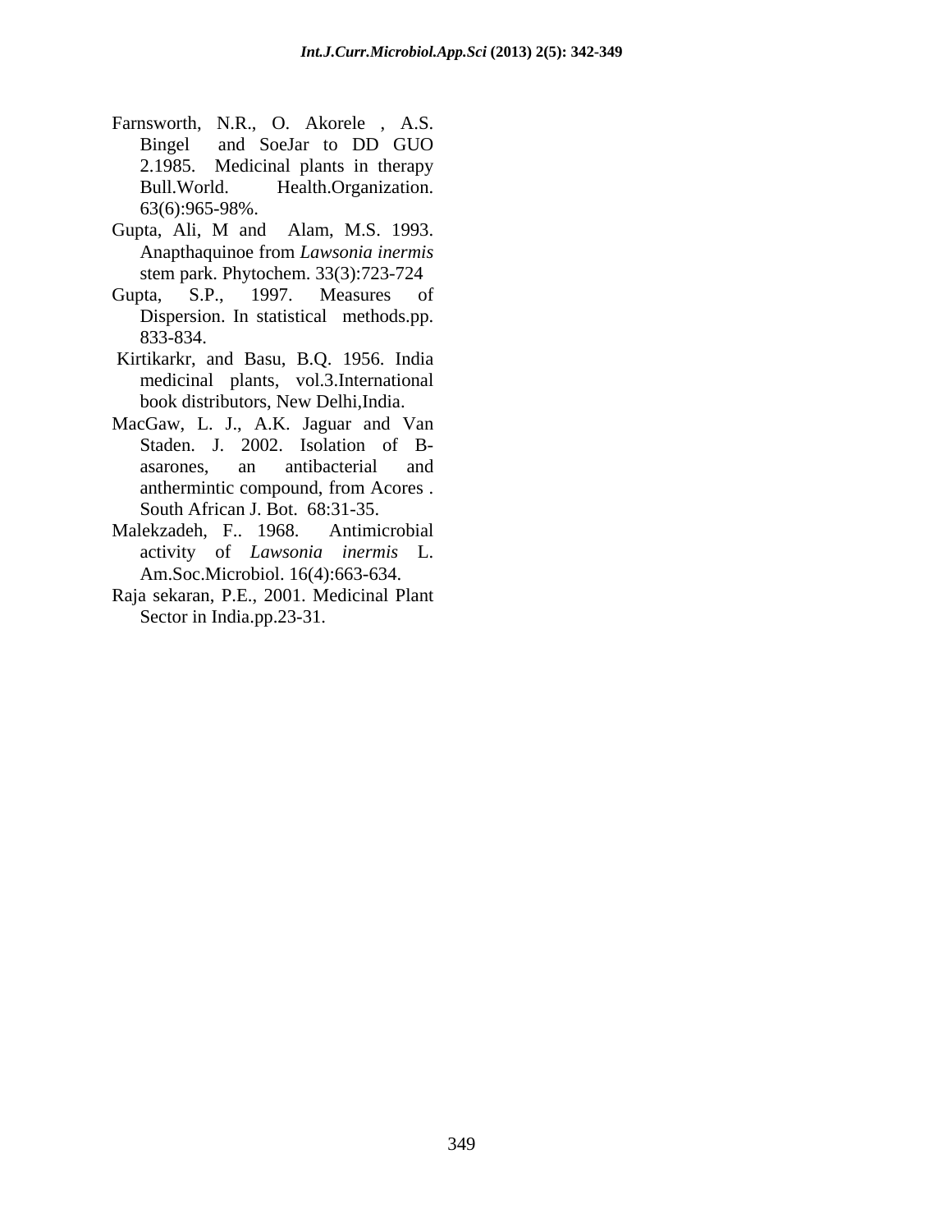Farnsworth, N.R., O. Akorele , A.S. Bingel and SoeJar to DD GUO 2.1985. Medicinal plants in therapy Bull.World. Health.Organization. 63(6):965-98%.

Gupta, Ali, M and Alam, M.S. 1993. Anapthaquinoe from *Lawsonia inermis* stem park. Phytochem. 33(3):723-724

Gupta, S.P., 1997. Measures of Dispersion. In statistical methods.pp. 833-834.

Kirtikarkr, and Basu, B.Q. 1956. India medicinal plants, vol.3.International book distributors, New Delhi,India.

MacGaw, L. J., A.K. Jaguar and Van Staden. J. 2002. Isolation of B-asarones, an antibacterial and anthermintic compound, from Acores . South African J. Bot. 68:31-35.

Malekzadeh, F.. 1968. Antimicrobial activity of *Lawsonia inermis* L. Am.Soc.Microbiol. 16(4):663-634.

Raja sekaran, P.E., 2001. Medicinal Plant Sector in India.pp.23-31.